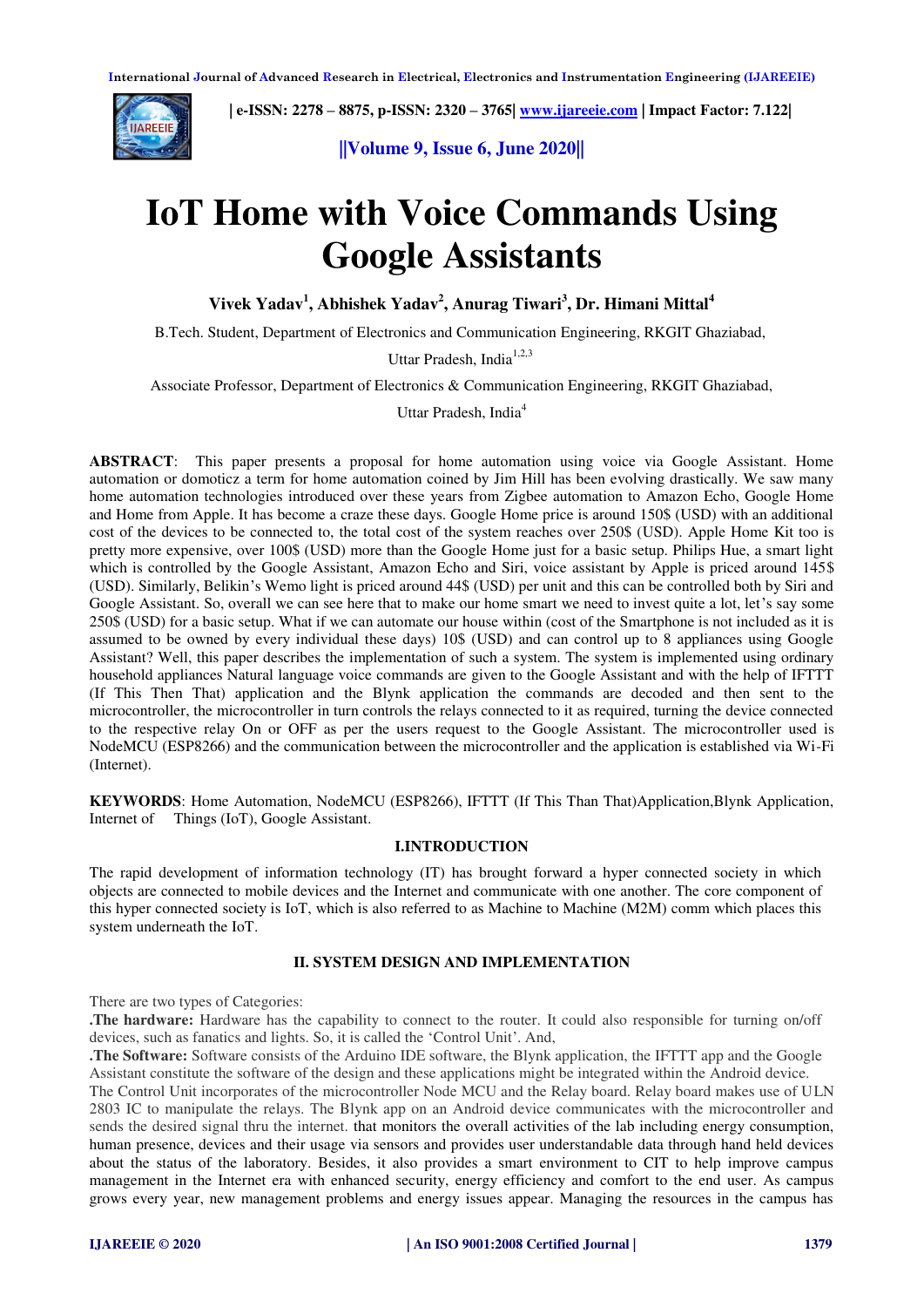# IoT Home with Voice Commands Using Google Assistants

**Vivek Yadav[1], Abhishek Yadav[2], Anurag Tiwari[3], Dr. Himani Mittal[4]**

B.Tech. Student, Department of Electronics and Communication Engineering, RKGIT Ghaziabad, Uttar Pradesh, India[1,2,3]

Associate Professor, Department of Electronics & Communication Engineering, RKGIT Ghaziabad, Uttar Pradesh, India[4]

**ABSTRACT**: This paper presents a proposal for home automation using voice via Google Assistant. Home automation or domoticz a term for home automation coined by Jim Hill has been evolving drastically. We saw many home automation technologies introduced over these years from Zigbee automation to Amazon Echo, Google Home and Home from Apple. It has become a craze these days. Google Home price is around 150$ (USD) with an additional cost of the devices to be connected to, the total cost of the system reaches over 250$ (USD). Apple Home Kit too is pretty more expensive, over 100$ (USD) more than the Google Home just for a basic setup. Philips Hue, a smart light which is controlled by the Google Assistant, Amazon Echo and Siri, voice assistant by Apple is priced around 145$ (USD). Similarly, Belikin's Wemo light is priced around 44$ (USD) per unit and this can be controlled both by Siri and Google Assistant. So, overall we can see here that to make our home smart we need to invest quite a lot, let's say some 250$ (USD) for a basic setup. What if we can automate our house within (cost of the Smartphone is not included as it is assumed to be owned by every individual these days) 10$ (USD) and can control up to 8 appliances using Google Assistant? Well, this paper describes the implementation of such a system. The system is implemented using ordinary household appliances Natural language voice commands are given to the Google Assistant and with the help of IFTTT (If This Then That) application and the Blynk application the commands are decoded and then sent to the microcontroller, the microcontroller in turn controls the relays connected to it as required, turning the device connected to the respective relay On or OFF as per the users request to the Google Assistant. The microcontroller used is NodeMCU (ESP8266) and the communication between the microcontroller and the application is established via Wi-Fi (Internet).

**KEYWORDS**: Home Automation, NodeMCU (ESP8266), IFTTT (If This Than That)Application,Blynk Application, Internet of Things (IoT), Google Assistant.

## I.INTRODUCTION

The rapid development of information technology (IT) has brought forward a hyper connected society in which objects are connected to mobile devices and the Internet and communicate with one another. The core component of this hyper connected society is IoT, which is also referred to as Machine to Machine (M2M) comm which places this system underneath the IoT.

## II. SYSTEM DESIGN AND IMPLEMENTATION

There are two types of Categories:

**.The hardware:** Hardware has the capability to connect to the router. It could also responsible for turning on/off devices, such as fanatics and lights. So, it is called the 'Control Unit'. And,

**.The Software:** Software consists of the Arduino IDE software, the Blynk application, the IFTTT app and the Google Assistant constitute the software of the design and these applications might be integrated within the Android device.

The Control Unit incorporates of the microcontroller Node MCU and the Relay board. Relay board makes use of ULN 2803 IC to manipulate the relays. The Blynk app on an Android device communicates with the microcontroller and sends the desired signal thru the internet. that monitors the overall activities of the lab including energy consumption, human presence, devices and their usage via sensors and provides user understandable data through hand held devices about the status of the laboratory. Besides, it also provides a smart environment to CIT to help improve campus management in the Internet era with enhanced security, energy efficiency and comfort to the end user. As campus grows every year, new management problems and energy issues appear. Managing the resources in the campus has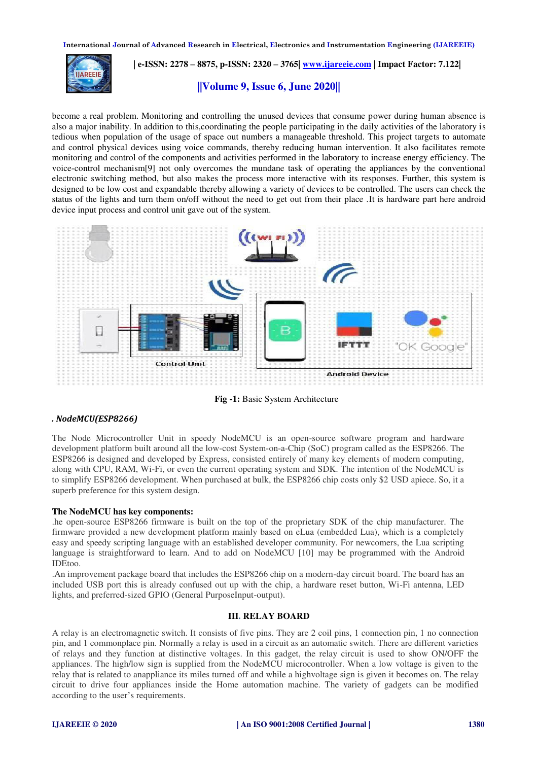become a real problem. Monitoring and controlling the unused devices that consume power during human absence is also a major inability. In addition to this,coordinating the people participating in the daily activities of the laboratory is tedious when population of the usage of space out numbers a manageable threshold. This project targets to automate and control physical devices using voice commands, thereby reducing human intervention. It also facilitates remote monitoring and control of the components and activities performed in the laboratory to increase energy efficiency. The voice-control mechanism[9] not only overcomes the mundane task of operating the appliances by the conventional electronic switching method, but also makes the process more interactive with its responses. Further, this system is designed to be low cost and expandable thereby allowing a variety of devices to be controlled. The users can check the status of the lights and turn them on/off without the need to get out from their place .It is hardware part here android device input process and control unit gave out of the system.

**Fig -1:** Basic System Architecture

### *. NodeMCU(ESP8266)*

The Node Microcontroller Unit in speedy NodeMCU is an open-source software program and hardware development platform built around all the low-cost System-on-a-Chip (SoC) program called as the ESP8266. The ESP8266 is designed and developed by Express, consisted entirely of many key elements of modern computing, along with CPU, RAM, Wi-Fi, or even the current operating system and SDK. The intention of the NodeMCU is to simplify ESP8266 development. When purchased at bulk, the ESP8266 chip costs only $2 USD apiece. So, it a superb preference for this system design.

**The NodeMCU has key components:**

.he open-source ESP8266 firmware is built on the top of the proprietary SDK of the chip manufacturer. The firmware provided a new development platform mainly based on eLua (embedded Lua), which is a completely easy and speedy scripting language with an established developer community. For newcomers, the Lua scripting language is straightforward to learn. And to add on NodeMCU [10] may be programmed with the Android IDEtoo.

.An improvement package board that includes the ESP8266 chip on a modern-day circuit board. The board has an included USB port this is already confused out up with the chip, a hardware reset button, Wi-Fi antenna, LED lights, and preferred-sized GPIO (General PurposeInput-output).

## III. RELAY BOARD

A relay is an electromagnetic switch. It consists of five pins. They are 2 coil pins, 1 connection pin, 1 no connection pin, and 1 commonplace pin. Normally a relay is used in a circuit as an automatic switch. There are different varieties of relays and they function at distinctive voltages. In this gadget, the relay circuit is used to show ON/OFF the appliances. The high/low sign is supplied from the NodeMCU microcontroller. When a low voltage is given to the relay that is related to anappliance its miles turned off and while a highvoltage sign is given it becomes on. The relay circuit to drive four appliances inside the Home automation machine. The variety of gadgets can be modified according to the user's requirements.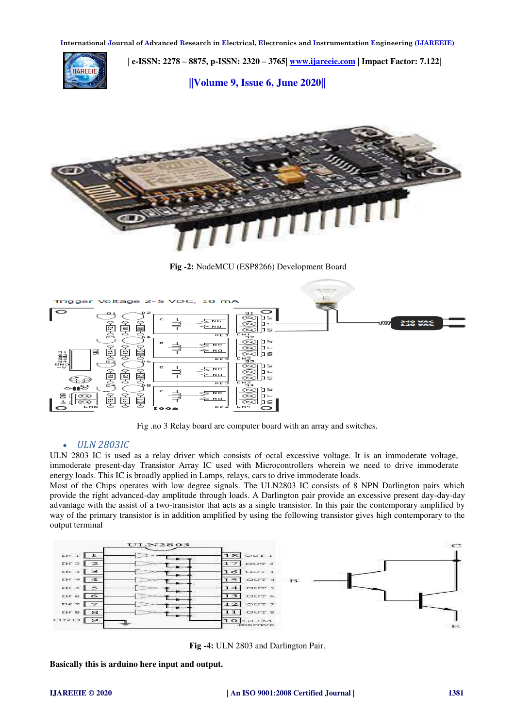Fig -2: NodeMCU (ESP8266) Development Board

Fig .no 3 Relay board are computer board with an array and switches.

- *ULN 2803IC*

ULN 2803 IC is used as a relay driver which consists of octal excessive voltage. It is an immoderate voltage, immoderate present-day Transistor Array IC used with Microcontrollers wherein we need to drive immoderate energy loads. This IC is broadly applied in Lamps, relays, cars to drive immoderate loads.
Most of the Chips operates with low degree signals. The ULN2803 IC consists of 8 NPN Darlington pairs which provide the right advanced-day amplitude through loads. A Darlington pair provide an excessive present day-day-day advantage with the assist of a two-transistor that acts as a single transistor. In this pair the contemporary amplified by way of the primary transistor is in addition amplified by using the following transistor gives high contemporary to the output terminal

**Fig -4:** ULN 2803 and Darlington Pair.

**Basically this is arduino here input and output.**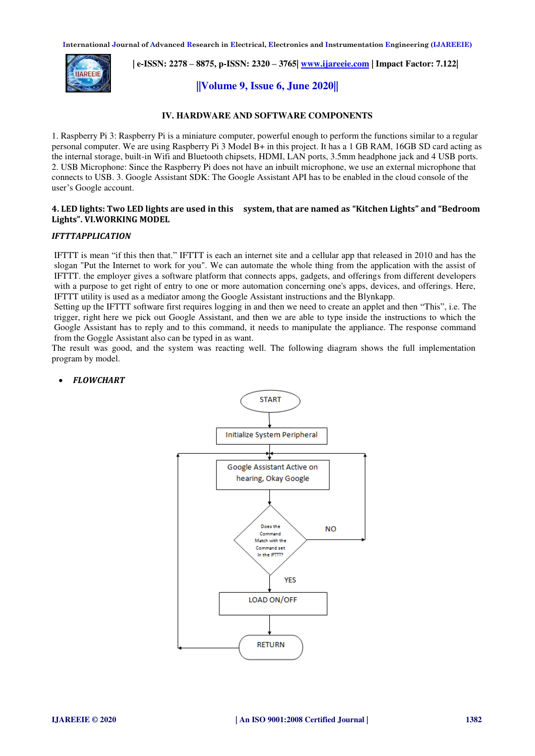## IV. HARDWARE AND SOFTWARE COMPONENTS

1. Raspberry Pi 3: Raspberry Pi is a miniature computer, powerful enough to perform the functions similar to a regular personal computer. We are using Raspberry Pi 3 Model B+ in this project. It has a 1 GB RAM, 16GB SD card acting as the internal storage, built-in Wifi and Bluetooth chipsets, HDMI, LAN ports, 3.5mm headphone jack and 4 USB ports. 2. USB Microphone: Since the Raspberry Pi does not have an inbuilt microphone, we use an external microphone that connects to USB. 3. Google Assistant SDK: The Google Assistant API has to be enabled in the cloud console of the user's Google account.

**4. LED lights: Two LED lights are used in this system, that are named as "Kitchen Lights" and "Bedroom Lights". VI.WORKING MODEL**

***IFTTTAPPLICATION***

IFTTT is mean "if this then that." IFTTT is each an internet site and a cellular app that released in 2010 and has the slogan "Put the Internet to work for you". We can automate the whole thing from the application with the assist of IFTTT. the employer gives a software platform that connects apps, gadgets, and offerings from different developers with a purpose to get right of entry to one or more automation concerning one's apps, devices, and offerings. Here, IFTTT utility is used as a mediator among the Google Assistant instructions and the Blynkapp.
Setting up the IFTTT software first requires logging in and then we need to create an applet and then "This", i.e. The trigger, right here we pick out Google Assistant, and then we are able to type inside the instructions to which the Google Assistant has to reply and to this command, it needs to manipulate the appliance. The response command from the Goggle Assistant also can be typed in as want.
The result was good, and the system was reacting well. The following diagram shows the full implementation program by model.

- ***FLOWCHART***

START → Initialize System Peripheral → Google Assistant Active on hearing, Okay Google → Does the Command Match with the Command set In the IFTTT? (NO → back to Google Assistant Active; YES → LOAD ON/OFF) → RETURN → back to Google Assistant Active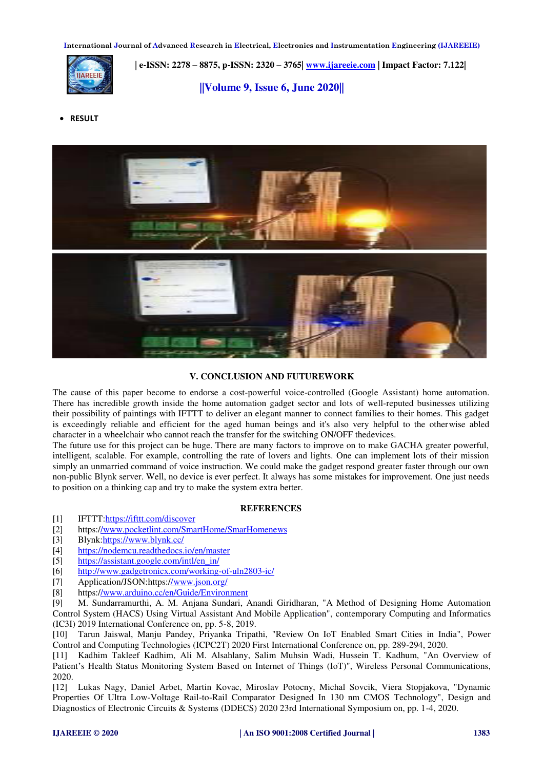- **RESULT**

## V. CONCLUSION AND FUTUREWORK

The cause of this paper become to endorse a cost-powerful voice-controlled (Google Assistant) home automation. There has incredible growth inside the home automation gadget sector and lots of well-reputed businesses utilizing their possibility of paintings with IFTTT to deliver an elegant manner to connect families to their homes. This gadget is exceedingly reliable and efficient for the aged human beings and it's also very helpful to the otherwise abled character in a wheelchair who cannot reach the transfer for the switching ON/OFF thedevices.

The future use for this project can be huge. There are many factors to improve on to make GACHA greater powerful, intelligent, scalable. For example, controlling the rate of lovers and lights. One can implement lots of their mission simply an unmarried command of voice instruction. We could make the gadget respond greater faster through our own non-public Blynk server. Well, no device is ever perfect. It always has some mistakes for improvement. One just needs to position on a thinking cap and try to make the system extra better.

## REFERENCES

[1] IFTTT:https://ifttt.com/discover

[2] https://www.pocketlint.com/SmartHome/SmarHomenews

[3] Blynk:https://www.blynk.cc/

[4] https://nodemcu.readthedocs.io/en/master

[5] https://assistant.google.com/intl/en_in/

[6] http://www.gadgetronicx.com/working-of-uln2803-ic/

[7] Application/JSON:https://www.json.org/

[8] https://www.arduino.cc/en/Guide/Environment

[9] M. Sundarramurthi, A. M. Anjana Sundari, Anandi Giridharan, "A Method of Designing Home Automation Control System (HACS) Using Virtual Assistant And Mobile Application", contemporary Computing and Informatics (IC3I) 2019 International Conference on, pp. 5-8, 2019.

[10] Tarun Jaiswal, Manju Pandey, Priyanka Tripathi, "Review On IoT Enabled Smart Cities in India", Power Control and Computing Technologies (ICPC2T) 2020 First International Conference on, pp. 289-294, 2020.

[11] Kadhim Takleef Kadhim, Ali M. Alsahlany, Salim Muhsin Wadi, Hussein T. Kadhum, "An Overview of Patient's Health Status Monitoring System Based on Internet of Things (IoT)", Wireless Personal Communications, 2020.

[12] Lukas Nagy, Daniel Arbet, Martin Kovac, Miroslav Potocny, Michal Sovcik, Viera Stopjakova, "Dynamic Properties Of Ultra Low-Voltage Rail-to-Rail Comparator Designed In 130 nm CMOS Technology", Design and Diagnostics of Electronic Circuits & Systems (DDECS) 2020 23rd International Symposium on, pp. 1-4, 2020.